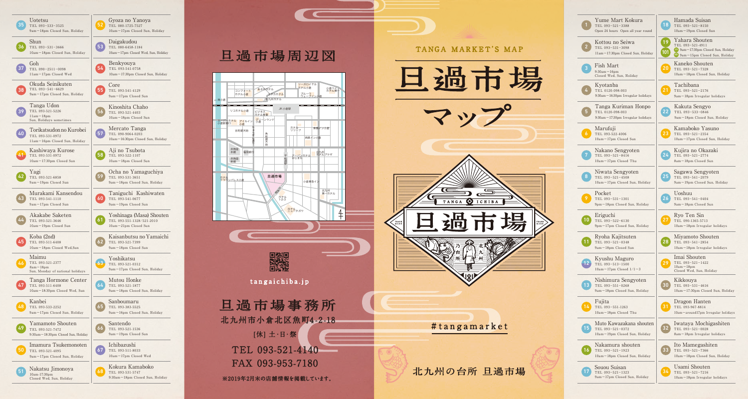# TANGA MARKET'S MAP

# 旦過市場マップ

TANGA ICHIBA

旦過市場

乃台所 北九州

#tangamarket

北九州の台所 旦過市場

## 旦過市場周辺図

リーガロイヤルホテル小倉 / コンフォートホテル小倉 / あさひホテル / 小倉ベイホテル第一 / ユタカホテル / ブルーウェーブイン小倉 / JR九州ホテル / ←西小倉 / JR小倉駅 / リコホテル小倉 / ビジネスホテル東豊 / スーパーホテル小倉駅南口 / アイルイン小倉 / グリーンランド / ホテルリリーフ / 東横イン小倉 / 京町銀天街 / 魚町銀天街 / 西鉄イン小倉 / 井筒屋本館 / 福岡銀行 / 井筒屋新館 / アーバンホテル京町 / 北九州ホテルプラザ / ホテルクラウンパレス小倉 / 旦過市場 / 小倉東急イン / 北九州第一ホテル / ホテル1-2-3 / ホテルニュータガワ

tangaichiba.jp

## 旦過市場事務所

北九州市小倉北区魚町4-2-18

[休] 土・日・祭

TEL 093-521-4140

FAX 093-953-7180

※2019年2月末の店舗情報を掲載しています。

## Shops

1. **Yume Mart Kokura** — TEL 093-521-3388 — Open 24 hours Open all year round
2. **Kottou no Seiwa** — TEL 093-531-3098 — 11am−17:30pm Closed Sun, Holiday
3. **Fish Mart** — 9:30am−16pm Closed Wed, Sun, Holiday
4. **Kyotanba** — TEL 0120-098-003 — 9:30am−16:30pm Irregular holidays
5. **Tanga Kuriman Honpo** — TEL 0120-098-003 — 9:30am−17:30pm Irregular holidays
6. **Marufuji** — TEL 093-522-4006 — 10am−17pm Closed Sun
7. **Nakano Sengyoten** — TEL 093-521-8416 — 10am−17pm Closed Thu
8. **Niwata Sengyoten** — TEL 093-521-4508 — 10am−17pm Closed Sun, Holiday
9. **Pocket** — TEL 093-531-1301 — 9pm−18pm Closed Sun, Holiday
10. **Eriguchi** — TEL 093-522-6130 — 9pm−17pm Closed Sun, Holiday
11. **Ryoha Kajitsuten** — TEL 093-521-0348 — 9am−18pm Closed Sun
12. **Kyushu Maguro** — TEL 093-513-1500 — 10am−17pm Closed 1/1−3
13. **Nishimura Sengyoten** — TEL 093-551-0268 — 9am−18pm Closed Sun, Holiday
14. **Fujita** — TEL 093-551-1263 — 10am−18pm Closed Thu
15. **Muto Kawazakana shouten** — TEL 093-521-0372 — 10am−19pm Closed Sun, Holiday
16. **Nakamura shouten** — TEL 093-521-1923 — 10am−18pm Closed Sun, Holiday
17. **Souou Suisan** — TEL 093-521-1323 — 9am−17pm Closed Sun, Holiday
18. **Hamada Suisan** — TEL 093-521-8150 — 10am−19pm Closed Sun
19. / 101. **Yahara Shouten** — TEL 093-521-4911 — (19) 9am−17:30pm Closed Sun, Holiday (101) 9am−15pm Closed Sun, Holiday
20. **Kaneko Shouten** — TEL 093-521-7328 — 10am−18pm Closed Sun, Holiday
21. **Tachibana** — TEL 093-521-2176 — 9am−18pm Irregular holidays
22. **Kakuta Sengyo** — TEL 093-533-0846 — 9am−18pm Closed Sun, Holiday
23. **Kamaboko Yasuno** — TEL 093-521-2354 — 10am−17pm Closed Sun, Holiday
24. **Kujira no Okazaki** — TEL 093-521-2774 — 8am−18pm Closed Sun
25. **Sagawa Sengyoten** — TEL 093-541-2079 — 9am−19pm Closed Sun, Holiday
26. **Uoshuu** — TEL 093-541-0404 — 9am−18pm Closed Sun
27. **Ryo Ten Sin** — TEL 090-1365-5713 — 10am−18pm Irregular holidays
28. **Miyamoto Shouten** — TEL 093-541-2854 — 10am−18pm Irregular holidays
29. **Imai Shouten** — TEL 093-521-1422 — 10am−18pm Closed Wed, Sun, Holiday
30. **Kikkouya** — TEL 093-531-4616 — 10am−17:30pm Closed Sun, Holiday
31. **Dragon Hanten** — TEL 093-967-8814 — 10am−around17pm Irregular holidays
32. **Iwataya Mochigashiten** — TEL 093-521-0028 — 8am−18pm Irregular holidays
33. **Ito Mamegashiten** — TEL 093-521-7366 — 10am−18pm Closed Sun, Holiday
34. **Usami Shouten** — TEL 093-521-7216 — 10am−18pm Irregular holidays
35. **Uotetsu** — TEL 093-533-3525 — 9am−18pm Closed Sun, Holiday
36. **Shun** — TEL 093-531-3666 — 10am−18pm Closed Sun, Holiday
37. **Goh** — TEL 090-2511-0098 — 11am−17pm Closed Wed
38. **Okuda Seinikuten** — TEL 093-541-6629 — 9am−17pm Closed Sun, Holiday
39. **Tanga Udon** — TEL 093-521-5226 — 11am−18pm Sun, Holidays sometimes
40. **Torikatsudon no Kurobei** — TEL 093-531-0972 — 11am−16pm Closed Sun, Holiday
41. **Kashiwaya Kurose** — TEL 093-531-0972 — 10am−17:30pm Closed Sun
42. **Yagi** — TEL 093-521-6858 — 9am−19pm Closed Sun
43. **Murakami Kansendou** — TEL 093-541-1110 — 9am−17pm Closed Sun
44. **Akakabe Saketen** — TEL 093-521-3646 — 10am−19pm Closed Sun
45. **Koba (2nd)** — TEL 093-511-6408 — 10am−18pm Closed Wed,Sun
46. **Maimu** — TEL 093-521-2377 — 8am−18pm Sun, Monday of national holidays
47. **Tanga Hormone Center** — TEL 093-511-6408 — 10am−18:30pm Closed Wed, Sun
48. **Kanbei** — TEL 093-533-2252 — 9am−17pm Closed Sun, Holiday
49. **Yamamoto Shouten** — TEL 093-521-7472 — 9:30am−18:30pm Closed Sun, Holiday
50. **Imamura Tsukemonoten** — TEL 093-521-4095 — 9am−17pm Closed Sun, Holiday
51. **Nakatsu Jimonoya** — 10am-17:30pm Closed Wed, Sun, Holiday
52. **Gyoza no Yanoya** — TEL 080-1725-7527 — 10am−17pm Closed Sun, Holiday
53. **Daigakudou** — TEL 080-6458-1184 — 10am−17pm Closed Wed, Sun, Holiday
54. **Benkyouya** — TEL 093-541-0758 — 10am−17:30pm Closed Sun, Holiday
55. **Core** — TEL 093-541-4129 — 9am−17pm Closed Sun
56. **Kinoshita Chaho** — TEL 093-521-4403 — 10am−18pm Closed Sun
57. **Mercato Tanga** — TEL 090-9064-0203 — 10am−16:30pm Closed Sun, Holiday
58. **Aji no Tsubota** — TEL 093-522-1107 — 10am−18pm Closed Sun
59. **Ocha no Yamaguchiya** — TEL 093-531-3651 — 9am−18pm Closed Sun, Holiday
60. **Taniguchi Kashiwaten** — TEL 093-541-0677 — 9am−19pm Closed Sun
61. **Yoshinaga (Masa) Shouten** — TEL 093-551-1328/521-2010 — 10am−21pm Closed Sun
62. **Kaisanbutsu no Yamaichi** — TEL 093-521-7399 — 9am−18pm Closed Sun
63. **Yoshikatsu** — TEL 093-521-0312 — 9am−17pm Closed Sun, Holiday
64. **Mutou Honke** — TEL 093-521-1877 — 9am−18pm Closed Sun, Holiday
65. **Sanboumaru** — TEL 093-383-5525 — 9am−16pm Closed Sun, Holiday
66. **Santendo** — TEL 093-521-1536 — 9am−19pm Closed Sun
67. **Ichibazushi** — TEL 093-511-8033 — 10am−17pm Closed Wed
68. **Kokura Kamaboko** — TEL 093-531-5747 — 9:30am−18pm Closed Sun, Holiday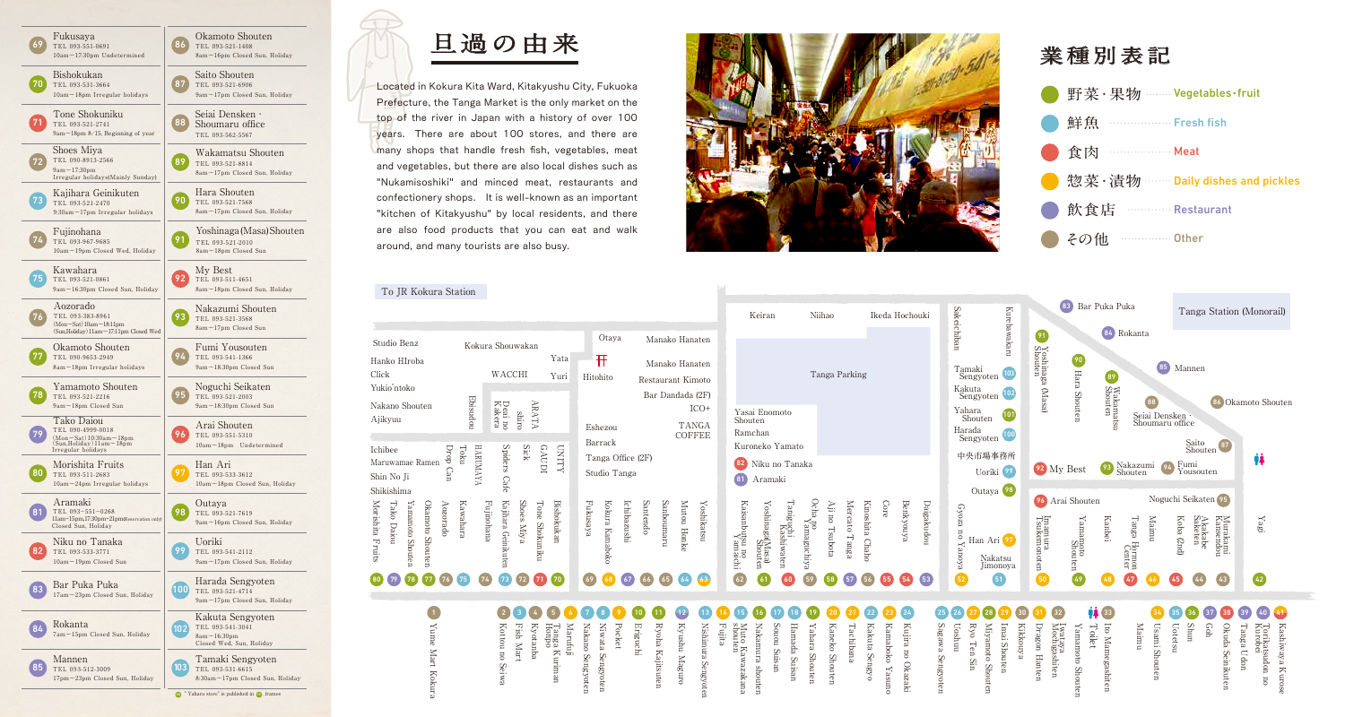| | |
|---|---|
| 69 Fukusaya TEL 093-551-0691 10am－17:30pm Undetermined | 86 Okamoto Shouten TEL 093-521-1408 8am－16pm Closed Sun, Holiday |
| 70 Bishokukan TEL 093-521-3664 10am－18pm Irregular holidays | 87 Saito Shouten TEL 093-521-6906 9am－17pm Closed Sun, Holiday |
| 71 Tone Shokuniku TEL 093-521-2741 9am－18pm 8/15, Beginning of year | 88 Seiai Densken・Shoumaru office TEL 093-562-5567 |
| 72 Shoes Miya TEL 090-8913-2566 9am－17:30pm Irregular holidays(Mainly Sunday) | 89 Wakamatsu Shouten TEL 093-521-8814 8am－17pm Closed Sun, Holiday |
| 73 Kajihara Geinikuten TEL 093-521-2470 9:30am－17pm Irregular holidays | 90 Hara Shouten TEL 093-521-7568 8am－17pm Closed Sun, Holiday |
| 74 Fujinohana TEL 093-967-9685 10am－19pm Closed Wed, Holiday | 91 Yoshinaga(Masa)Shouten TEL 093-521-2010 8am－18pm Closed Sun |
| 75 Kawahara TEL 093-521-0861 9am－16:30pm Closed Sun, Holiday | 92 My Best TEL 093-511-4651 8am－18pm Closed Sun, Holiday |
| 76 Aozorado TEL 093-383-8961 (Mon－Sat) 10am－18:11pm (Sun,Holiday) 11am－17:11pm Closed Wed | 93 Nakazumi Shouten TEL 093-521-3568 8am－17pm Closed Sun |
| 77 Okamoto Shouten TEL 090-9653-2949 8am－18pm Irregular holidays | 94 Fumi Yousouten TEL 093-541-1366 9am－18:30pm Closed Sun |
| 78 Yamamoto Shouten TEL 093-521-2216 9am－18pm Closed Sun | 95 Noguchi Seikaten TEL 093-521-2003 9am－18:30pm Closed Sun |
| 79 Tako Daiou TEL 090-4999-0018 (Mon－Sat) 10:30am－18pm (Sun,Holiday) 11am－18pm Irregular holidays | 96 Arai Shouten TEL 093-551-5310 10am－18pm Undetermined |
| 80 Morishita Fruits TEL 093-521-2683 10am－24pm Irregular holidays | 97 Han Ari TEL 093-533-3612 10am－18pm Closed Sun, Holiday |
| 81 Aramaki TEL 093－551－0268 11am－15pm,17:30pm－21pm(Reservation only) Closed Sun, Holiday | 98 Outaya TEL 093-521-7619 9am－16pm Closed Sun, Holiday |
| 82 Niku no Tanaka TEL 093-533-3771 10am－19pm Closed Sun | 99 Uoriki TEL 093-541-2112 9am－17pm Closed Sun, Holiday |
| 83 Bar Puka Puka 17am－23pm Closed Sun, Holiday | 100 Harada Sengyoten TEL 093-521-4714 9am－17pm Closed Sun, Holiday |
| 84 Rokanta 7am－15pm Closed Sun, Holiday | 102 Kakuta Sengyoten TEL 093-541-3041 8am－16:30pm Closed Wed, Sun, Holiday |
| 85 Mannen TEL 093-512-3009 17pm－23pm Closed Sun, Holiday | 103 Tamaki Sengyoten TEL 093-531-6615 8:30am－17pm Closed Sun, Holiday |

"Yahara store" is published in frames

# 旦過の由来

Located in Kokura Kita Ward, Kitakyushu City, Fukuoka Prefecture, the Tanga Market is the only market on the top of the river in Japan with a history of over 100 years. There are about 100 stores, and there are many shops that handle fresh fish, vegetables, meat and vegetables, but there are also local dishes such as "Nukamisoshiki" and minced meat, restaurants and confectionery shops. It is well-known as an important "kitchen of Kitakyushu" by local residents, and there are also food products that you can eat and walk around, and many tourists are also busy.

# 業種別表記

- 野菜・果物 Vegetables・fruit
- 鮮魚 Fresh fish
- 食肉 Meat
- 惣菜・漬物 Daily dishes and pickles
- 飲食店 Restaurant
- その他 Other

To JR Kokura Station

Studio Benz
Hanko HIroba
Click
Yukio'ntoko
Nakano Shouten
Ajikyuu
Ichibee
Maruwamae Ramen
Shin No Ji
Shikishima
Kokura Shouwakan
Yata
WACCHI
Yuri
Ebisudou
Desi no Kakera
shiro
ARATA
Toku
Drop Can
HARUMAYA
Spiders Cafe
Sick
GAUDI
UNITY
Otaya
Hitohito
Eshezou
Barrack
Tanga Office (2F)
Studio Tanga
Manako Hanaten
Manako Hanaten
Restaurant Kimoto
Bar Dandada (2F)
ICO+
TANGA COFFEE
Keiran
Niihao
Ikeda Hochouki
Tanga Parking
Yasai Enomoto Shouten
Ramchan
Kuroneko Yamato
82 Niku no Tanaka
81 Aramaki
Sakeichiban
Kurehawakuru
103 Tamaki Sengyoten
102 Kakuta Sengyoten
101 Yahara Shouten
100 Harada Sengyoten
中央市場事務所
99 Uoriki
98 Outaya
97 Han Ari
Nakatsu Jimonoya
Gyoza no Yanoya
83 Bar Puka Puka
84 Rokanta
Tanga Station (Monorail)
85 Mannen
91 Yoshinaga (Masa) Shouten
90 Hara Shouten
89 Wakamatsu Shouten
88 Seiai Densken・Shoumaru office
86 Okamoto Shouten
87 Saito Shouten
92 My Best
93 Nakazumi Shouten
94 Fumi Yousouten
96 Arai Shouten
95 Noguchi Seikaten
Imamura Tsukemonoten
Yamamoto Shouten
Kanbei
Tanga Hormon Center
Mamu
Koba (2nd)
Akanabe Saketen
Murakami Kamaboko
Yagi

80 Morishita Fruits, 79 Tako Daiou, 78 Yamamoto Shouten, 77 Okamoto Shouten, 76 Aozorado, 75 Kawahara, 74 Fujinohana, 73 Kajihara Geinikuten, 72 Shoes Miya, 71 Tone Shokuniku, 70 Bishokukan, 69 Fukusaya, 68 Kokura Kamaboko, 67 Ichibazushi, 66 Santendo, 65 Sanbonmaru, 64 Mutou Hanke, 63 Yoshikatsu, 62 Kakanbutsu no Yamaichi, 61 Yoshinaga(Masa) Shouten, 60 Taniguchi Kashiwaten, 59 Ocha no Yamaguchiya, 58 Aji no Tsubota, 57 Mercato Tanga, 56 Kinoshita Chaho, 55 Core, 54 Benkyouya, 53 Daigakudou, 52, 51, 50, 49, 48, 47, 46, 45, 44, 43, 42

1 Yume Mart Kokura, 2 Kotou no Seiwa, 3 Fish Mart, 4 Kyotanba, 5 Tanga Kuriman Honpo, 6 Marufuji, 7 Nakano Sengyoten, 8 Niwata Sengyoten, 9 Pocket, 10 Eriguchi, 11 Ryoha Kajitsuten, 12 Kyushu Maguro, 13 Nishimura Sengyoten, 14 Fujita, 15 Muto Kawazakana Shouten, 16 Nakamura shouten, 17 Sonou Suisan, 18 Hamada Suisan, 19 Yahara Shouten, 20 Kaneko Shouten, 21 Tachibana, 22 Kakuta Sengyo, 23 Kamaboko Yasuno, 24 Kujira no Okazaki, 25 Sagawa Sengyoten, 26 Uoshin, 27 Ryo Ten Sin, 28 Miyamoto Shouten, 29 Imai Shouten, 30 Kikkouya, 31 Dragon Hanten, 32 Iwataya Akebigashiten, Yamamoto Shouten, 33 Toilet, Ito Mamegashiten, Mamu, 34 Usami Shouten, 35 Uotetsu, 36 Shun, 37 Gob, 38 Okoda Seinikuten, 39 Tanga Udon, 40 Toriniku Sudon no Kurobe, 41 Kashiwaya Kurose